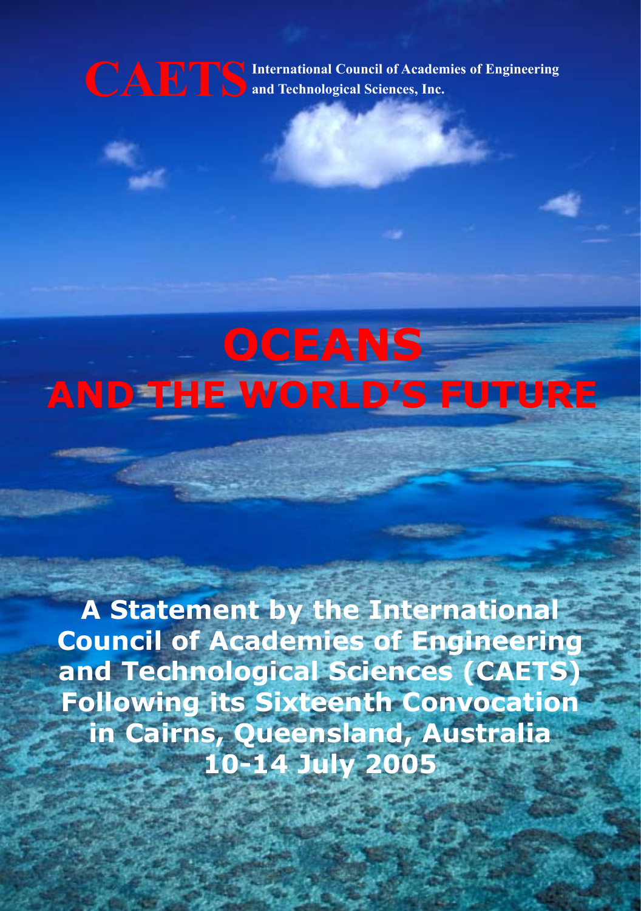**CAETS** International Council of Academies of Engineering and Technological Sciences, Inc.

# OCEANS AND THE WORLD'S FUTURE

**A Statement by the International Council of Academies of Engineering and Technological Sciences (CAETS) Following its Sixteenth Convocation in Cairns, Queensland, Australia 10-14 July 2005**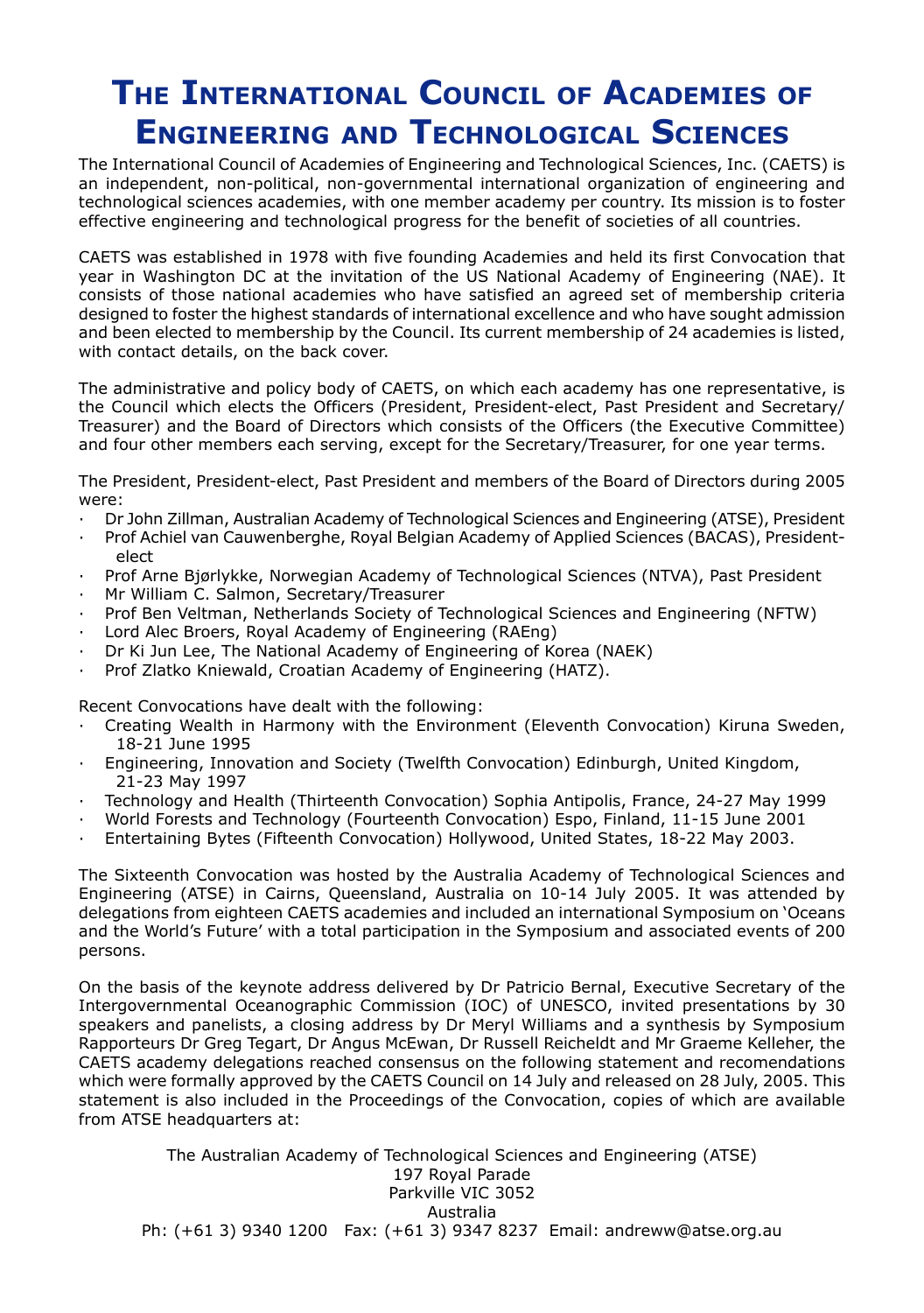# The International Council of Academies of Engineering and Technological Sciences

The International Council of Academies of Engineering and Technological Sciences, Inc. (CAETS) is an independent, non-political, non-governmental international organization of engineering and technological sciences academies, with one member academy per country. Its mission is to foster effective engineering and technological progress for the benefit of societies of all countries.

CAETS was established in 1978 with five founding Academies and held its first Convocation that year in Washington DC at the invitation of the US National Academy of Engineering (NAE). It consists of those national academies who have satisfied an agreed set of membership criteria designed to foster the highest standards of international excellence and who have sought admission and been elected to membership by the Council. Its current membership of 24 academies is listed, with contact details, on the back cover.

The administrative and policy body of CAETS, on which each academy has one representative, is the Council which elects the Officers (President, President-elect, Past President and Secretary/Treasurer) and the Board of Directors which consists of the Officers (the Executive Committee) and four other members each serving, except for the Secretary/Treasurer, for one year terms.

The President, President-elect, Past President and members of the Board of Directors during 2005 were:

- Dr John Zillman, Australian Academy of Technological Sciences and Engineering (ATSE), President
- Prof Achiel van Cauwenberghe, Royal Belgian Academy of Applied Sciences (BACAS), President-elect
- Prof Arne Bjørlykke, Norwegian Academy of Technological Sciences (NTVA), Past President
- Mr William C. Salmon, Secretary/Treasurer
- Prof Ben Veltman, Netherlands Society of Technological Sciences and Engineering (NFTW)
- Lord Alec Broers, Royal Academy of Engineering (RAEng)
- Dr Ki Jun Lee, The National Academy of Engineering of Korea (NAEK)
- Prof Zlatko Kniewald, Croatian Academy of Engineering (HATZ).

Recent Convocations have dealt with the following:

- Creating Wealth in Harmony with the Environment (Eleventh Convocation) Kiruna Sweden, 18-21 June 1995
- Engineering, Innovation and Society (Twelfth Convocation) Edinburgh, United Kingdom, 21-23 May 1997
- Technology and Health (Thirteenth Convocation) Sophia Antipolis, France, 24-27 May 1999
- World Forests and Technology (Fourteenth Convocation) Espo, Finland, 11-15 June 2001
- Entertaining Bytes (Fifteenth Convocation) Hollywood, United States, 18-22 May 2003.

The Sixteenth Convocation was hosted by the Australia Academy of Technological Sciences and Engineering (ATSE) in Cairns, Queensland, Australia on 10-14 July 2005. It was attended by delegations from eighteen CAETS academies and included an international Symposium on 'Oceans and the World's Future' with a total participation in the Symposium and associated events of 200 persons.

On the basis of the keynote address delivered by Dr Patricio Bernal, Executive Secretary of the Intergovernmental Oceanographic Commission (IOC) of UNESCO, invited presentations by 30 speakers and panelists, a closing address by Dr Meryl Williams and a synthesis by Symposium Rapporteurs Dr Greg Tegart, Dr Angus McEwan, Dr Russell Reicheldt and Mr Graeme Kelleher, the CAETS academy delegations reached consensus on the following statement and recomendations which were formally approved by the CAETS Council on 14 July and released on 28 July, 2005. This statement is also included in the Proceedings of the Convocation, copies of which are available from ATSE headquarters at:

The Australian Academy of Technological Sciences and Engineering (ATSE)
197 Royal Parade
Parkville VIC 3052
Australia
Ph: (+61 3) 9340 1200 Fax: (+61 3) 9347 8237 Email: andreww@atse.org.au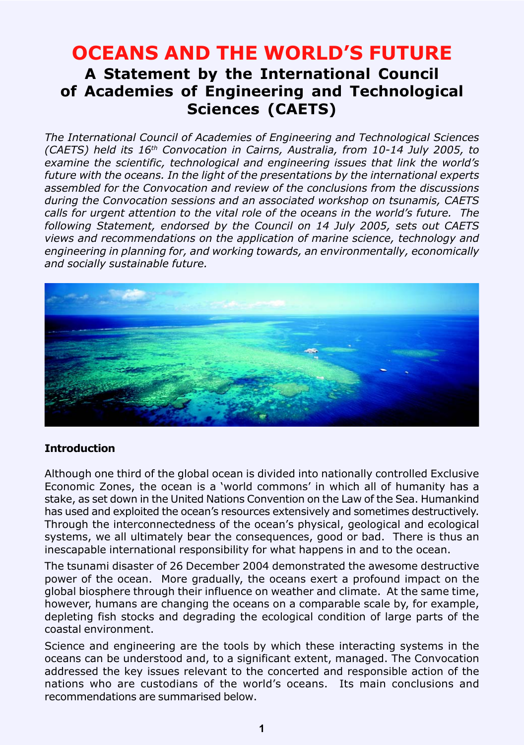# OCEANS AND THE WORLD'S FUTURE

## A Statement by the International Council of Academies of Engineering and Technological Sciences (CAETS)

*The International Council of Academies of Engineering and Technological Sciences (CAETS) held its 16[th] Convocation in Cairns, Australia, from 10-14 July 2005, to examine the scientific, technological and engineering issues that link the world's future with the oceans. In the light of the presentations by the international experts assembled for the Convocation and review of the conclusions from the discussions during the Convocation sessions and an associated workshop on tsunamis, CAETS calls for urgent attention to the vital role of the oceans in the world's future. The following Statement, endorsed by the Council on 14 July 2005, sets out CAETS views and recommendations on the application of marine science, technology and engineering in planning for, and working towards, an environmentally, economically and socially sustainable future.*

### Introduction

Although one third of the global ocean is divided into nationally controlled Exclusive Economic Zones, the ocean is a 'world commons' in which all of humanity has a stake, as set down in the United Nations Convention on the Law of the Sea. Humankind has used and exploited the ocean's resources extensively and sometimes destructively. Through the interconnectedness of the ocean's physical, geological and ecological systems, we all ultimately bear the consequences, good or bad. There is thus an inescapable international responsibility for what happens in and to the ocean.

The tsunami disaster of 26 December 2004 demonstrated the awesome destructive power of the ocean. More gradually, the oceans exert a profound impact on the global biosphere through their influence on weather and climate. At the same time, however, humans are changing the oceans on a comparable scale by, for example, depleting fish stocks and degrading the ecological condition of large parts of the coastal environment.

Science and engineering are the tools by which these interacting systems in the oceans can be understood and, to a significant extent, managed. The Convocation addressed the key issues relevant to the concerted and responsible action of the nations who are custodians of the world's oceans. Its main conclusions and recommendations are summarised below.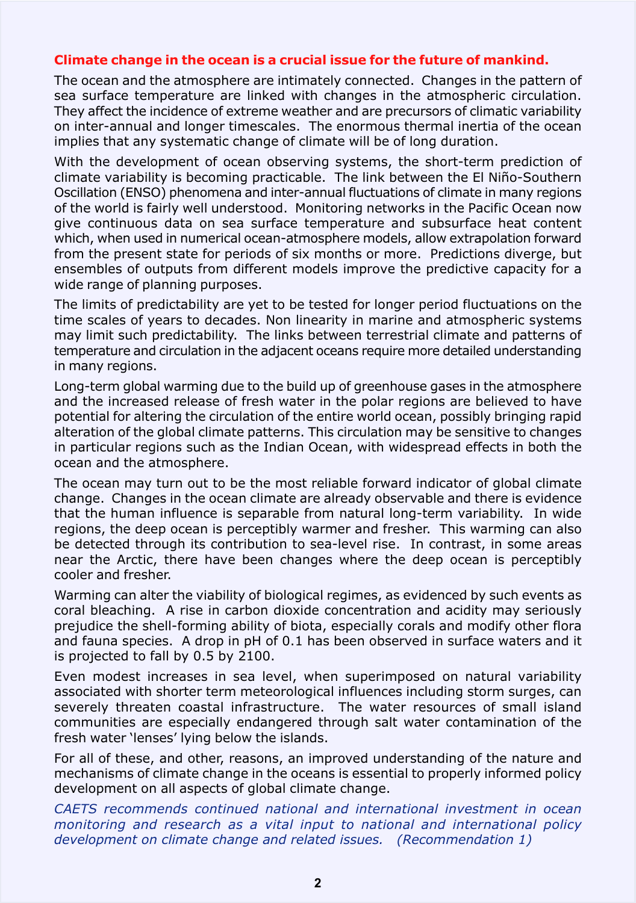**Climate change in the ocean is a crucial issue for the future of mankind.**

The ocean and the atmosphere are intimately connected. Changes in the pattern of sea surface temperature are linked with changes in the atmospheric circulation. They affect the incidence of extreme weather and are precursors of climatic variability on inter-annual and longer timescales. The enormous thermal inertia of the ocean implies that any systematic change of climate will be of long duration.

With the development of ocean observing systems, the short-term prediction of climate variability is becoming practicable. The link between the El Niño-Southern Oscillation (ENSO) phenomena and inter-annual fluctuations of climate in many regions of the world is fairly well understood. Monitoring networks in the Pacific Ocean now give continuous data on sea surface temperature and subsurface heat content which, when used in numerical ocean-atmosphere models, allow extrapolation forward from the present state for periods of six months or more. Predictions diverge, but ensembles of outputs from different models improve the predictive capacity for a wide range of planning purposes.

The limits of predictability are yet to be tested for longer period fluctuations on the time scales of years to decades. Non linearity in marine and atmospheric systems may limit such predictability. The links between terrestrial climate and patterns of temperature and circulation in the adjacent oceans require more detailed understanding in many regions.

Long-term global warming due to the build up of greenhouse gases in the atmosphere and the increased release of fresh water in the polar regions are believed to have potential for altering the circulation of the entire world ocean, possibly bringing rapid alteration of the global climate patterns. This circulation may be sensitive to changes in particular regions such as the Indian Ocean, with widespread effects in both the ocean and the atmosphere.

The ocean may turn out to be the most reliable forward indicator of global climate change. Changes in the ocean climate are already observable and there is evidence that the human influence is separable from natural long-term variability. In wide regions, the deep ocean is perceptibly warmer and fresher. This warming can also be detected through its contribution to sea-level rise. In contrast, in some areas near the Arctic, there have been changes where the deep ocean is perceptibly cooler and fresher.

Warming can alter the viability of biological regimes, as evidenced by such events as coral bleaching. A rise in carbon dioxide concentration and acidity may seriously prejudice the shell-forming ability of biota, especially corals and modify other flora and fauna species. A drop in pH of 0.1 has been observed in surface waters and it is projected to fall by 0.5 by 2100.

Even modest increases in sea level, when superimposed on natural variability associated with shorter term meteorological influences including storm surges, can severely threaten coastal infrastructure. The water resources of small island communities are especially endangered through salt water contamination of the fresh water 'lenses' lying below the islands.

For all of these, and other, reasons, an improved understanding of the nature and mechanisms of climate change in the oceans is essential to properly informed policy development on all aspects of global climate change.

*CAETS recommends continued national and international investment in ocean monitoring and research as a vital input to national and international policy development on climate change and related issues. (Recommendation 1)*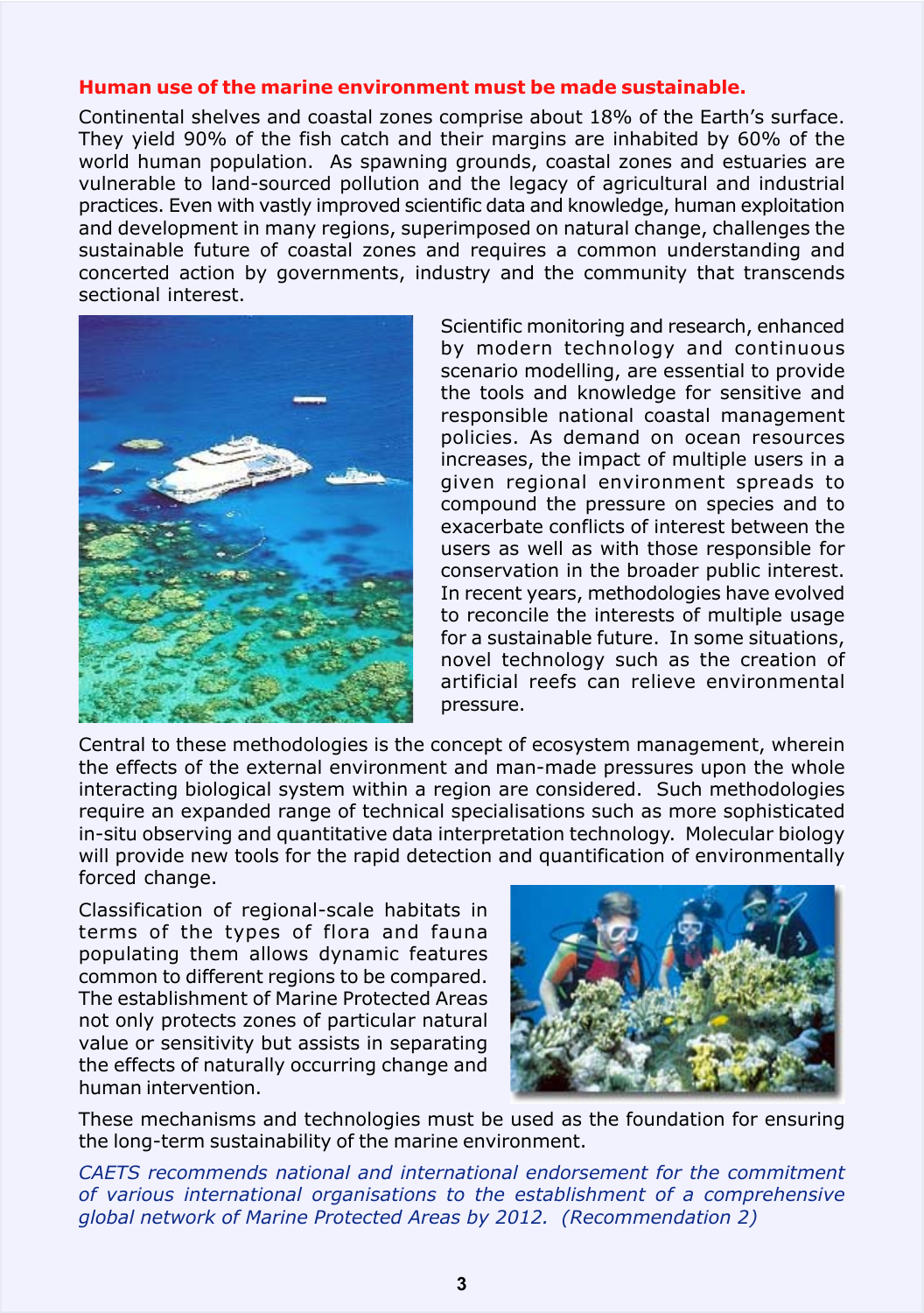### Human use of the marine environment must be made sustainable.

Continental shelves and coastal zones comprise about 18% of the Earth's surface. They yield 90% of the fish catch and their margins are inhabited by 60% of the world human population. As spawning grounds, coastal zones and estuaries are vulnerable to land-sourced pollution and the legacy of agricultural and industrial practices. Even with vastly improved scientific data and knowledge, human exploitation and development in many regions, superimposed on natural change, challenges the sustainable future of coastal zones and requires a common understanding and concerted action by governments, industry and the community that transcends sectional interest.

Scientific monitoring and research, enhanced by modern technology and continuous scenario modelling, are essential to provide the tools and knowledge for sensitive and responsible national coastal management policies. As demand on ocean resources increases, the impact of multiple users in a given regional environment spreads to compound the pressure on species and to exacerbate conflicts of interest between the users as well as with those responsible for conservation in the broader public interest. In recent years, methodologies have evolved to reconcile the interests of multiple usage for a sustainable future. In some situations, novel technology such as the creation of artificial reefs can relieve environmental pressure.

Central to these methodologies is the concept of ecosystem management, wherein the effects of the external environment and man-made pressures upon the whole interacting biological system within a region are considered. Such methodologies require an expanded range of technical specialisations such as more sophisticated in-situ observing and quantitative data interpretation technology. Molecular biology will provide new tools for the rapid detection and quantification of environmentally forced change.

Classification of regional-scale habitats in terms of the types of flora and fauna populating them allows dynamic features common to different regions to be compared. The establishment of Marine Protected Areas not only protects zones of particular natural value or sensitivity but assists in separating the effects of naturally occurring change and human intervention.

These mechanisms and technologies must be used as the foundation for ensuring the long-term sustainability of the marine environment.

*CAETS recommends national and international endorsement for the commitment of various international organisations to the establishment of a comprehensive global network of Marine Protected Areas by 2012. (Recommendation 2)*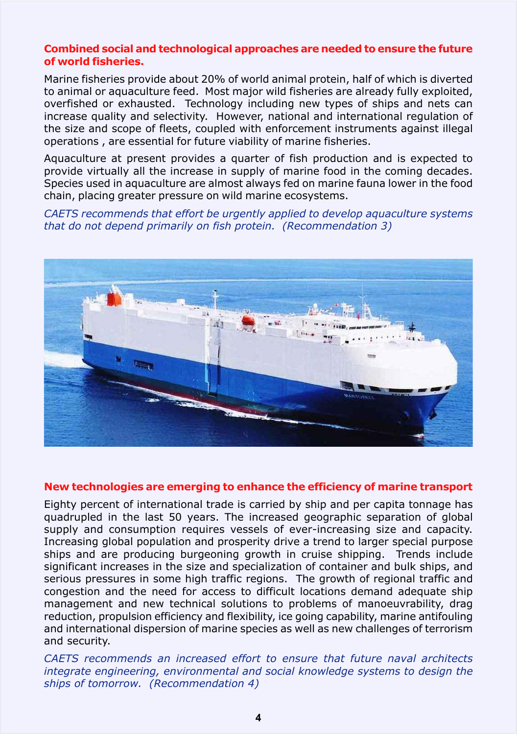## Combined social and technological approaches are needed to ensure the future of world fisheries.

Marine fisheries provide about 20% of world animal protein, half of which is diverted to animal or aquaculture feed. Most major wild fisheries are already fully exploited, overfished or exhausted. Technology including new types of ships and nets can increase quality and selectivity. However, national and international regulation of the size and scope of fleets, coupled with enforcement instruments against illegal operations , are essential for future viability of marine fisheries.

Aquaculture at present provides a quarter of fish production and is expected to provide virtually all the increase in supply of marine food in the coming decades. Species used in aquaculture are almost always fed on marine fauna lower in the food chain, placing greater pressure on wild marine ecosystems.

*CAETS recommends that effort be urgently applied to develop aquaculture systems that do not depend primarily on fish protein. (Recommendation 3)*

## New technologies are emerging to enhance the efficiency of marine transport

Eighty percent of international trade is carried by ship and per capita tonnage has quadrupled in the last 50 years. The increased geographic separation of global supply and consumption requires vessels of ever-increasing size and capacity. Increasing global population and prosperity drive a trend to larger special purpose ships and are producing burgeoning growth in cruise shipping. Trends include significant increases in the size and specialization of container and bulk ships, and serious pressures in some high traffic regions. The growth of regional traffic and congestion and the need for access to difficult locations demand adequate ship management and new technical solutions to problems of manoeuvrability, drag reduction, propulsion efficiency and flexibility, ice going capability, marine antifouling and international dispersion of marine species as well as new challenges of terrorism and security.

*CAETS recommends an increased effort to ensure that future naval architects integrate engineering, environmental and social knowledge systems to design the ships of tomorrow. (Recommendation 4)*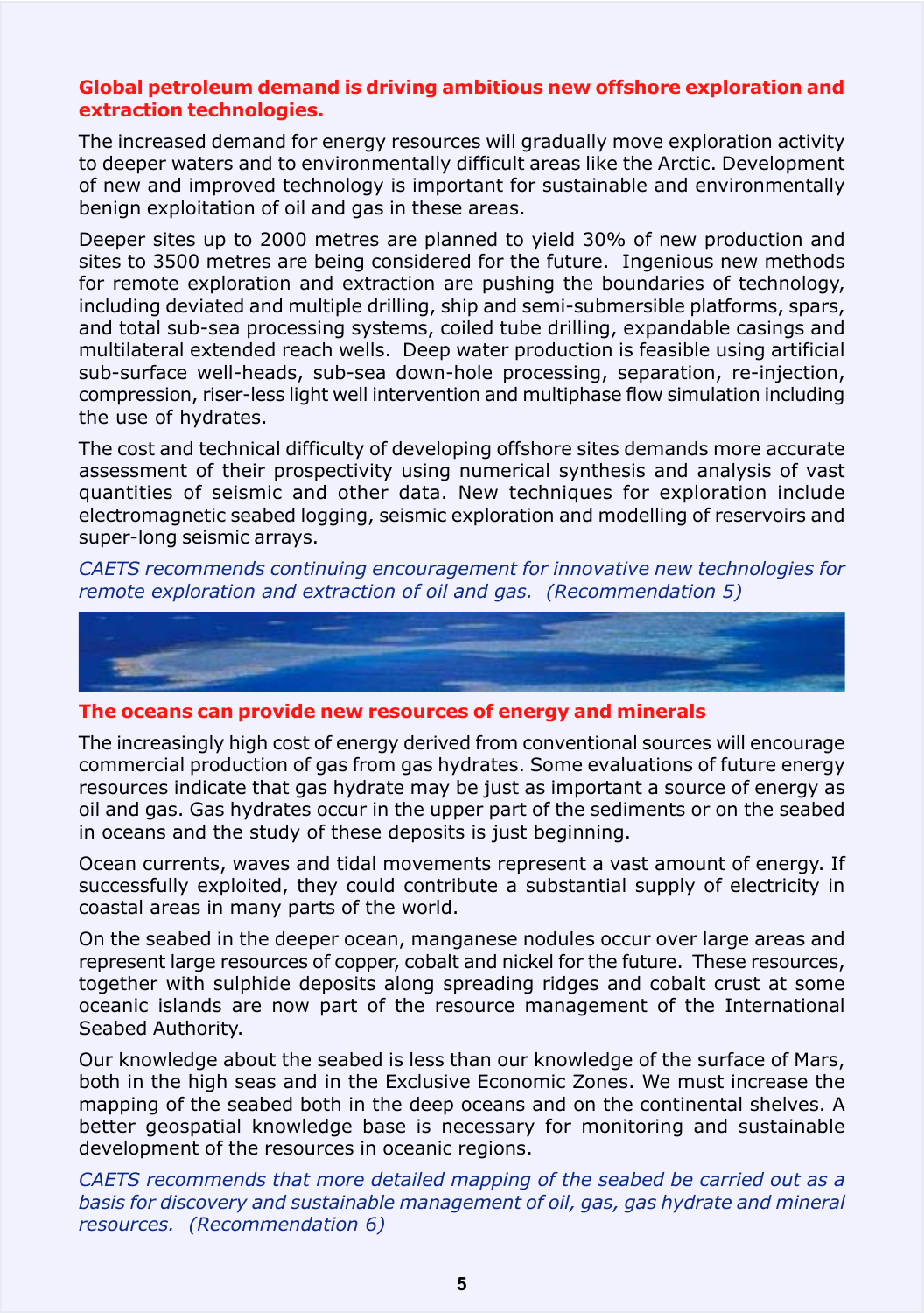## Global petroleum demand is driving ambitious new offshore exploration and extraction technologies.

The increased demand for energy resources will gradually move exploration activity to deeper waters and to environmentally difficult areas like the Arctic. Development of new and improved technology is important for sustainable and environmentally benign exploitation of oil and gas in these areas.

Deeper sites up to 2000 metres are planned to yield 30% of new production and sites to 3500 metres are being considered for the future. Ingenious new methods for remote exploration and extraction are pushing the boundaries of technology, including deviated and multiple drilling, ship and semi-submersible platforms, spars, and total sub-sea processing systems, coiled tube drilling, expandable casings and multilateral extended reach wells. Deep water production is feasible using artificial sub-surface well-heads, sub-sea down-hole processing, separation, re-injection, compression, riser-less light well intervention and multiphase flow simulation including the use of hydrates.

The cost and technical difficulty of developing offshore sites demands more accurate assessment of their prospectivity using numerical synthesis and analysis of vast quantities of seismic and other data. New techniques for exploration include electromagnetic seabed logging, seismic exploration and modelling of reservoirs and super-long seismic arrays.

*CAETS recommends continuing encouragement for innovative new technologies for remote exploration and extraction of oil and gas. (Recommendation 5)*

## The oceans can provide new resources of energy and minerals

The increasingly high cost of energy derived from conventional sources will encourage commercial production of gas from gas hydrates. Some evaluations of future energy resources indicate that gas hydrate may be just as important a source of energy as oil and gas. Gas hydrates occur in the upper part of the sediments or on the seabed in oceans and the study of these deposits is just beginning.

Ocean currents, waves and tidal movements represent a vast amount of energy. If successfully exploited, they could contribute a substantial supply of electricity in coastal areas in many parts of the world.

On the seabed in the deeper ocean, manganese nodules occur over large areas and represent large resources of copper, cobalt and nickel for the future. These resources, together with sulphide deposits along spreading ridges and cobalt crust at some oceanic islands are now part of the resource management of the International Seabed Authority.

Our knowledge about the seabed is less than our knowledge of the surface of Mars, both in the high seas and in the Exclusive Economic Zones. We must increase the mapping of the seabed both in the deep oceans and on the continental shelves. A better geospatial knowledge base is necessary for monitoring and sustainable development of the resources in oceanic regions.

*CAETS recommends that more detailed mapping of the seabed be carried out as a basis for discovery and sustainable management of oil, gas, gas hydrate and mineral resources. (Recommendation 6)*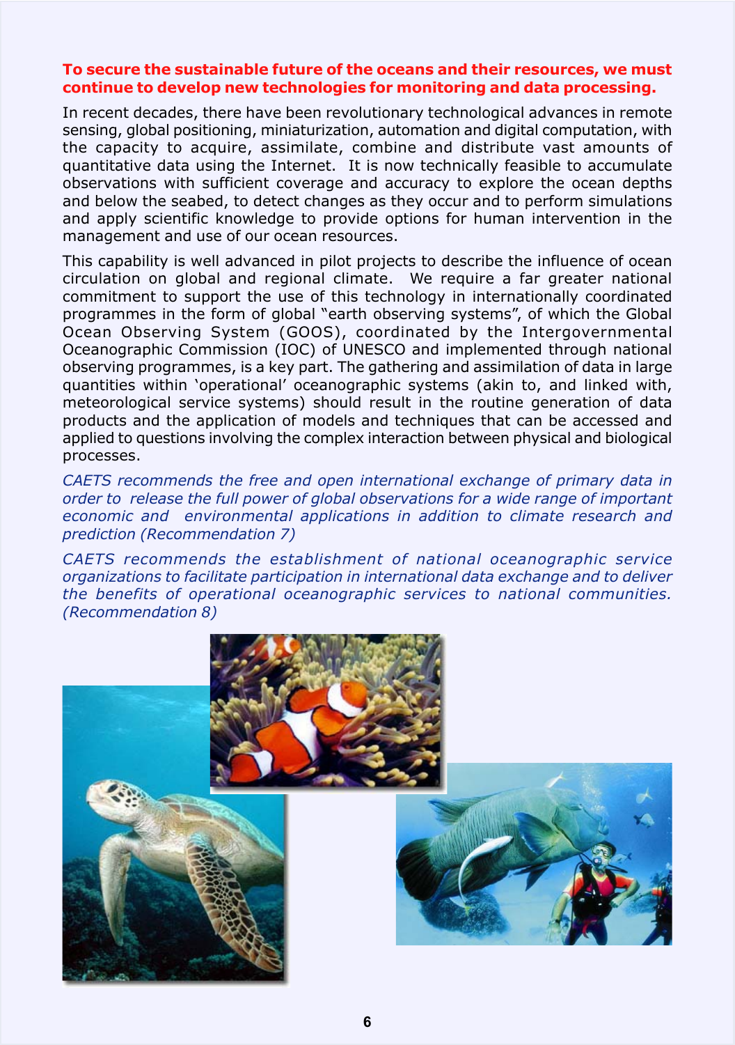**To secure the sustainable future of the oceans and their resources, we must continue to develop new technologies for monitoring and data processing.**

In recent decades, there have been revolutionary technological advances in remote sensing, global positioning, miniaturization, automation and digital computation, with the capacity to acquire, assimilate, combine and distribute vast amounts of quantitative data using the Internet. It is now technically feasible to accumulate observations with sufficient coverage and accuracy to explore the ocean depths and below the seabed, to detect changes as they occur and to perform simulations and apply scientific knowledge to provide options for human intervention in the management and use of our ocean resources.

This capability is well advanced in pilot projects to describe the influence of ocean circulation on global and regional climate. We require a far greater national commitment to support the use of this technology in internationally coordinated programmes in the form of global "earth observing systems", of which the Global Ocean Observing System (GOOS), coordinated by the Intergovernmental Oceanographic Commission (IOC) of UNESCO and implemented through national observing programmes, is a key part. The gathering and assimilation of data in large quantities within 'operational' oceanographic systems (akin to, and linked with, meteorological service systems) should result in the routine generation of data products and the application of models and techniques that can be accessed and applied to questions involving the complex interaction between physical and biological processes.

*CAETS recommends the free and open international exchange of primary data in order to release the full power of global observations for a wide range of important economic and environmental applications in addition to climate research and prediction (Recommendation 7)*

*CAETS recommends the establishment of national oceanographic service organizations to facilitate participation in international data exchange and to deliver the benefits of operational oceanographic services to national communities. (Recommendation 8)*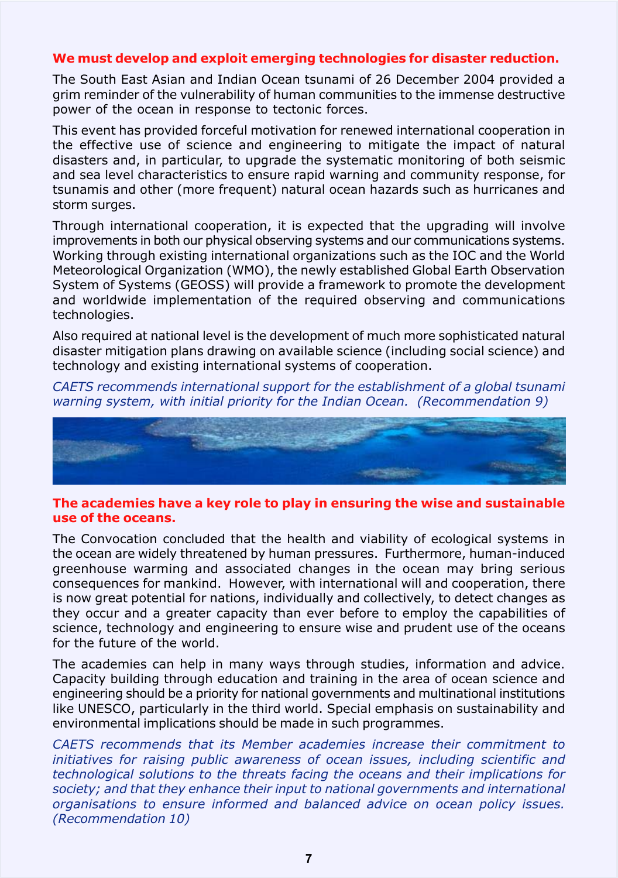## We must develop and exploit emerging technologies for disaster reduction.

The South East Asian and Indian Ocean tsunami of 26 December 2004 provided a grim reminder of the vulnerability of human communities to the immense destructive power of the ocean in response to tectonic forces.

This event has provided forceful motivation for renewed international cooperation in the effective use of science and engineering to mitigate the impact of natural disasters and, in particular, to upgrade the systematic monitoring of both seismic and sea level characteristics to ensure rapid warning and community response, for tsunamis and other (more frequent) natural ocean hazards such as hurricanes and storm surges.

Through international cooperation, it is expected that the upgrading will involve improvements in both our physical observing systems and our communications systems. Working through existing international organizations such as the IOC and the World Meteorological Organization (WMO), the newly established Global Earth Observation System of Systems (GEOSS) will provide a framework to promote the development and worldwide implementation of the required observing and communications technologies.

Also required at national level is the development of much more sophisticated natural disaster mitigation plans drawing on available science (including social science) and technology and existing international systems of cooperation.

*CAETS recommends international support for the establishment of a global tsunami warning system, with initial priority for the Indian Ocean. (Recommendation 9)*

## The academies have a key role to play in ensuring the wise and sustainable use of the oceans.

The Convocation concluded that the health and viability of ecological systems in the ocean are widely threatened by human pressures. Furthermore, human-induced greenhouse warming and associated changes in the ocean may bring serious consequences for mankind. However, with international will and cooperation, there is now great potential for nations, individually and collectively, to detect changes as they occur and a greater capacity than ever before to employ the capabilities of science, technology and engineering to ensure wise and prudent use of the oceans for the future of the world.

The academies can help in many ways through studies, information and advice. Capacity building through education and training in the area of ocean science and engineering should be a priority for national governments and multinational institutions like UNESCO, particularly in the third world. Special emphasis on sustainability and environmental implications should be made in such programmes.

*CAETS recommends that its Member academies increase their commitment to initiatives for raising public awareness of ocean issues, including scientific and technological solutions to the threats facing the oceans and their implications for society; and that they enhance their input to national governments and international organisations to ensure informed and balanced advice on ocean policy issues. (Recommendation 10)*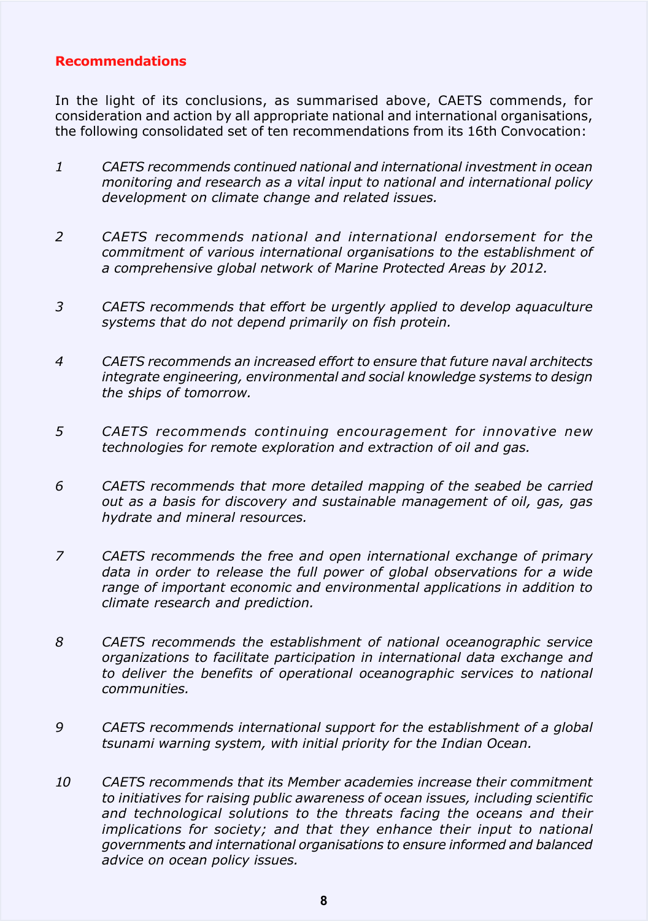## Recommendations

In the light of its conclusions, as summarised above, CAETS commends, for consideration and action by all appropriate national and international organisations, the following consolidated set of ten recommendations from its 16th Convocation:

1. *CAETS recommends continued national and international investment in ocean monitoring and research as a vital input to national and international policy development on climate change and related issues.*

2. *CAETS recommends national and international endorsement for the commitment of various international organisations to the establishment of a comprehensive global network of Marine Protected Areas by 2012.*

3. *CAETS recommends that effort be urgently applied to develop aquaculture systems that do not depend primarily on fish protein.*

4. *CAETS recommends an increased effort to ensure that future naval architects integrate engineering, environmental and social knowledge systems to design the ships of tomorrow.*

5. *CAETS recommends continuing encouragement for innovative new technologies for remote exploration and extraction of oil and gas.*

6. *CAETS recommends that more detailed mapping of the seabed be carried out as a basis for discovery and sustainable management of oil, gas, gas hydrate and mineral resources.*

7. *CAETS recommends the free and open international exchange of primary data in order to release the full power of global observations for a wide range of important economic and environmental applications in addition to climate research and prediction.*

8. *CAETS recommends the establishment of national oceanographic service organizations to facilitate participation in international data exchange and to deliver the benefits of operational oceanographic services to national communities.*

9. *CAETS recommends international support for the establishment of a global tsunami warning system, with initial priority for the Indian Ocean.*

10. *CAETS recommends that its Member academies increase their commitment to initiatives for raising public awareness of ocean issues, including scientific and technological solutions to the threats facing the oceans and their implications for society; and that they enhance their input to national governments and international organisations to ensure informed and balanced advice on ocean policy issues.*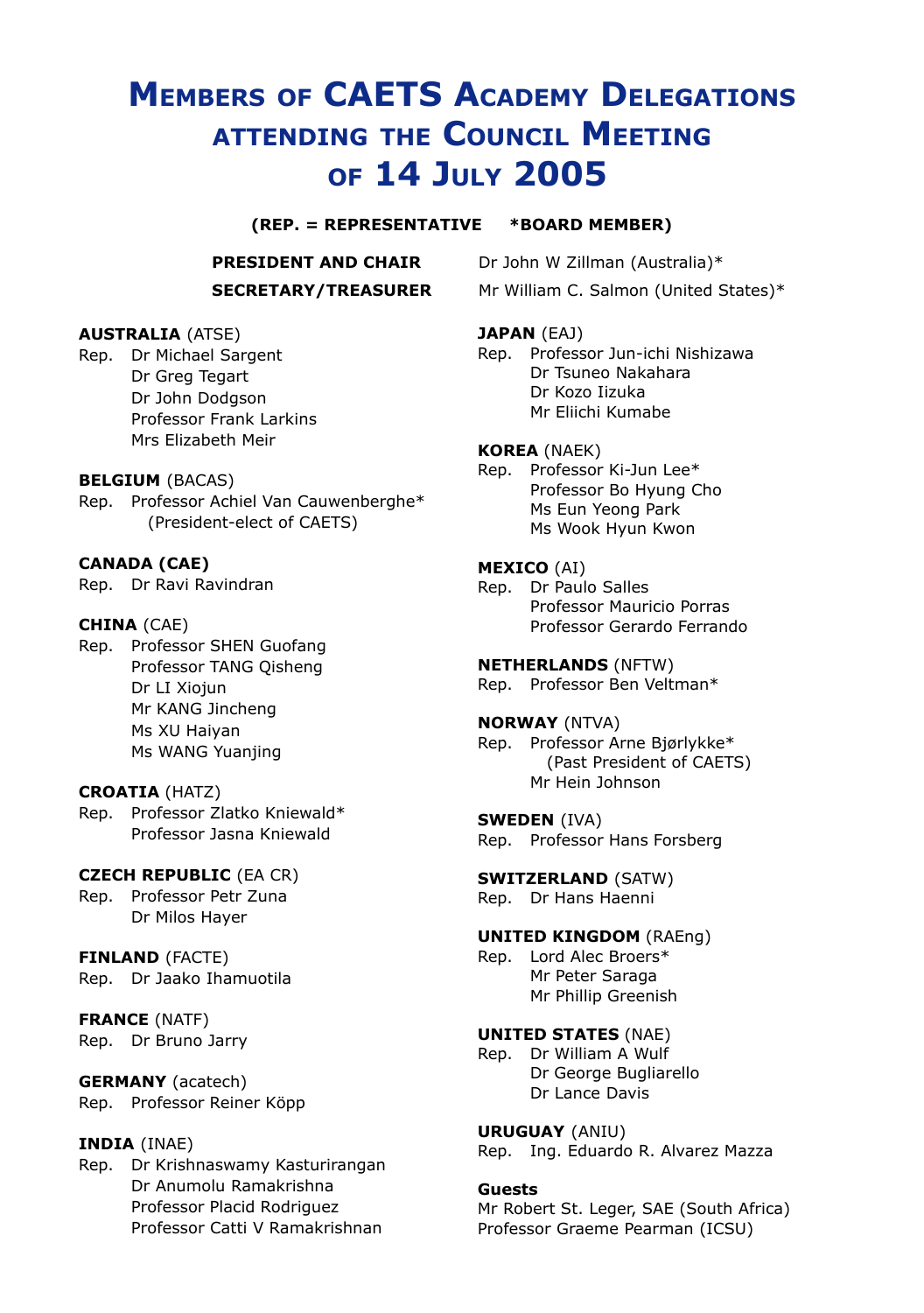# Members of CAETS Academy Delegations attending the Council Meeting of 14 July 2005

**(REP. = REPRESENTATIVE *BOARD MEMBER)**

**PRESIDENT AND CHAIR** Dr John W Zillman (Australia)*

**SECRETARY/TREASURER** Mr William C. Salmon (United States)*

**AUSTRALIA** (ATSE)
Rep. Dr Michael Sargent
Dr Greg Tegart
Dr John Dodgson
Professor Frank Larkins
Mrs Elizabeth Meir

**BELGIUM** (BACAS)
Rep. Professor Achiel Van Cauwenberghe*
(President-elect of CAETS)

**CANADA (CAE)**
Rep. Dr Ravi Ravindran

**CHINA** (CAE)
Rep. Professor SHEN Guofang
Professor TANG Qisheng
Dr LI Xiojun
Mr KANG Jincheng
Ms XU Haiyan
Ms WANG Yuanjing

**CROATIA** (HATZ)
Rep. Professor Zlatko Kniewald*
Professor Jasna Kniewald

**CZECH REPUBLIC** (EA CR)
Rep. Professor Petr Zuna
Dr Milos Hayer

**FINLAND** (FACTE)
Rep. Dr Jaako Ihamuotila

**FRANCE** (NATF)
Rep. Dr Bruno Jarry

**GERMANY** (acatech)
Rep. Professor Reiner Köpp

**INDIA** (INAE)
Rep. Dr Krishnaswamy Kasturirangan
Dr Anumolu Ramakrishna
Professor Placid Rodriguez
Professor Catti V Ramakrishnan

**JAPAN** (EAJ)
Rep. Professor Jun-ichi Nishizawa
Dr Tsuneo Nakahara
Dr Kozo Iizuka
Mr Eiichi Kumabe

**KOREA** (NAEK)
Rep. Professor Ki-Jun Lee*
Professor Bo Hyung Cho
Ms Eun Yeong Park
Ms Wook Hyun Kwon

**MEXICO** (AI)
Rep. Dr Paulo Salles
Professor Mauricio Porras
Professor Gerardo Ferrando

**NETHERLANDS** (NFTW)
Rep. Professor Ben Veltman*

**NORWAY** (NTVA)
Rep. Professor Arne Bjørlykke*
(Past President of CAETS)
Mr Hein Johnson

**SWEDEN** (IVA)
Rep. Professor Hans Forsberg

**SWITZERLAND** (SATW)
Rep. Dr Hans Haenni

**UNITED KINGDOM** (RAEng)
Rep. Lord Alec Broers*
Mr Peter Saraga
Mr Phillip Greenish

**UNITED STATES** (NAE)
Rep. Dr William A Wulf
Dr George Bugliarello
Dr Lance Davis

**URUGUAY** (ANIU)
Rep. Ing. Eduardo R. Alvarez Mazza

**Guests**
Mr Robert St. Leger, SAE (South Africa)
Professor Graeme Pearman (ICSU)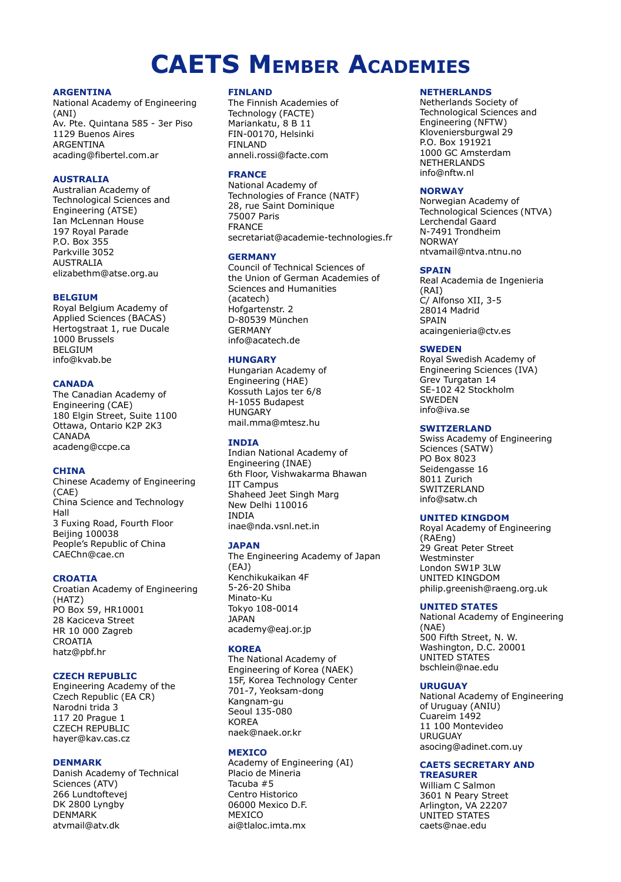# CAETS Member Academies

### ARGENTINA
National Academy of Engineering (ANI)
Av. Pte. Quintana 585 - 3er Piso
1129 Buenos Aires
ARGENTINA
acading@fibertel.com.ar

### AUSTRALIA
Australian Academy of Technological Sciences and Engineering (ATSE)
Ian McLennan House
197 Royal Parade
P.O. Box 355
Parkville 3052
AUSTRALIA
elizabethm@atse.org.au

### BELGIUM
Royal Belgium Academy of Applied Sciences (BACAS)
Hertogstraat 1, rue Ducale
1000 Brussels
BELGIUM
info@kvab.be

### CANADA
The Canadian Academy of Engineering (CAE)
180 Elgin Street, Suite 1100
Ottawa, Ontario K2P 2K3
CANADA
acadeng@ccpe.ca

### CHINA
Chinese Academy of Engineering (CAE)
China Science and Technology Hall
3 Fuxing Road, Fourth Floor
Beijing 100038
People's Republic of China
CAEChn@cae.cn

### CROATIA
Croatian Academy of Engineering (HATZ)
PO Box 59, HR10001
28 Kaciceva Street
HR 10 000 Zagreb
CROATIA
hatz@pbf.hr

### CZECH REPUBLIC
Engineering Academy of the Czech Republic (EA CR)
Narodni trida 3
117 20 Prague 1
CZECH REPUBLIC
hayer@kav.cas.cz

### DENMARK
Danish Academy of Technical Sciences (ATV)
266 Lundtoftevej
DK 2800 Lyngby
DENMARK
atvmail@atv.dk

### FINLAND
The Finnish Academies of Technology (FACTE)
Mariankatu, 8 B 11
FIN-00170, Helsinki
FINLAND
anneli.rossi@facte.com

### FRANCE
National Academy of Technologies of France (NATF)
28, rue Saint Dominique
75007 Paris
FRANCE
secretariat@academie-technologies.fr

### GERMANY
Council of Technical Sciences of the Union of German Academies of Sciences and Humanities (acatech)
Hofgartenstr. 2
D-80539 München
GERMANY
info@acatech.de

### HUNGARY
Hungarian Academy of Engineering (HAE)
Kossuth Lajos ter 6/8
H-1055 Budapest
HUNGARY
mail.mma@mtesz.hu

### INDIA
Indian National Academy of Engineering (INAE)
6th Floor, Vishwakarma Bhawan
IIT Campus
Shaheed Jeet Singh Marg
New Delhi 110016
INDIA
inae@nda.vsnl.net.in

### JAPAN
The Engineering Academy of Japan (EAJ)
Kenchikukaikan 4F
5-26-20 Shiba
Minato-Ku
Tokyo 108-0014
JAPAN
academy@eaj.or.jp

### KOREA
The National Academy of Engineering of Korea (NAEK)
15F, Korea Technology Center
701-7, Yeoksam-dong
Kangnam-gu
Seoul 135-080
KOREA
naek@naek.or.kr

### MEXICO
Academy of Engineering (AI)
Placio de Mineria
Tacuba #5
Centro Historico
06000 Mexico D.F.
MEXICO
ai@tlaloc.imta.mx

### NETHERLANDS
Netherlands Society of Technological Sciences and Engineering (NFTW)
Kloveniersburgwal 29
P.O. Box 191921
1000 GC Amsterdam
NETHERLANDS
info@nftw.nl

### NORWAY
Norwegian Academy of Technological Sciences (NTVA)
Lerchendal Gaard
N-7491 Trondheim
NORWAY
ntvamail@ntva.ntnu.no

### SPAIN
Real Academia de Ingenieria (RAI)
C/ Alfonso XII, 3-5
28014 Madrid
SPAIN
acaingenieria@ctv.es

### SWEDEN
Royal Swedish Academy of Engineering Sciences (IVA)
Grev Turgatan 14
SE-102 42 Stockholm
SWEDEN
info@iva.se

### SWITZERLAND
Swiss Academy of Engineering Sciences (SATW)
PO Box 8023
Seidengasse 16
8011 Zurich
SWITZERLAND
info@satw.ch

### UNITED KINGDOM
Royal Academy of Engineering (RAEng)
29 Great Peter Street
Westminster
London SW1P 3LW
UNITED KINGDOM
philip.greenish@raeng.org.uk

### UNITED STATES
National Academy of Engineering (NAE)
500 Fifth Street, N. W.
Washington, D.C. 20001
UNITED STATES
bschlein@nae.edu

### URUGUAY
National Academy of Engineering of Uruguay (ANIU)
Cuareim 1492
11 100 Montevideo
URUGUAY
asocing@adinet.com.uy

### CAETS SECRETARY AND TREASURER
William C Salmon
3601 N Peary Street
Arlington, VA 22207
UNITED STATES
caets@nae.edu